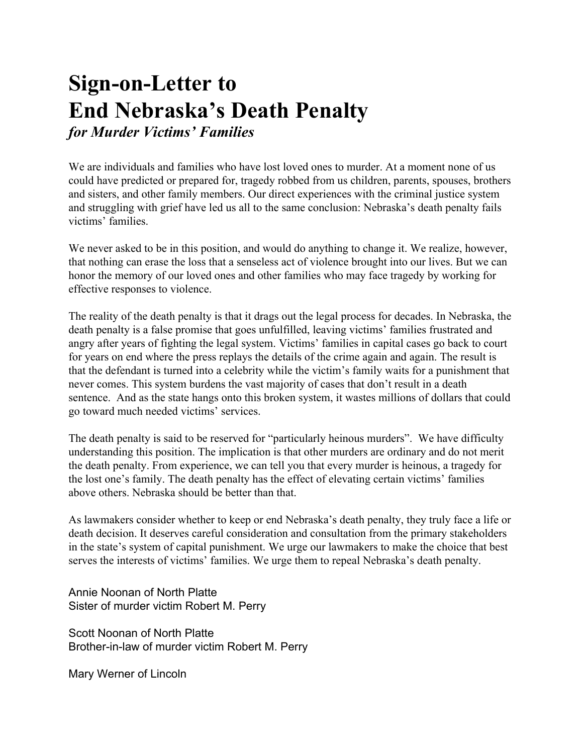# Sign-on-Letter to
# End Nebraska's Death Penalty
***for Murder Victims' Families***

We are individuals and families who have lost loved ones to murder. At a moment none of us could have predicted or prepared for, tragedy robbed from us children, parents, spouses, brothers and sisters, and other family members. Our direct experiences with the criminal justice system and struggling with grief have led us all to the same conclusion: Nebraska's death penalty fails victims' families.

We never asked to be in this position, and would do anything to change it. We realize, however, that nothing can erase the loss that a senseless act of violence brought into our lives. But we can honor the memory of our loved ones and other families who may face tragedy by working for effective responses to violence.

The reality of the death penalty is that it drags out the legal process for decades. In Nebraska, the death penalty is a false promise that goes unfulfilled, leaving victims' families frustrated and angry after years of fighting the legal system. Victims' families in capital cases go back to court for years on end where the press replays the details of the crime again and again. The result is that the defendant is turned into a celebrity while the victim's family waits for a punishment that never comes. This system burdens the vast majority of cases that don't result in a death sentence. And as the state hangs onto this broken system, it wastes millions of dollars that could go toward much needed victims' services.

The death penalty is said to be reserved for "particularly heinous murders". We have difficulty understanding this position. The implication is that other murders are ordinary and do not merit the death penalty. From experience, we can tell you that every murder is heinous, a tragedy for the lost one's family. The death penalty has the effect of elevating certain victims' families above others. Nebraska should be better than that.

As lawmakers consider whether to keep or end Nebraska's death penalty, they truly face a life or death decision. It deserves careful consideration and consultation from the primary stakeholders in the state's system of capital punishment. We urge our lawmakers to make the choice that best serves the interests of victims' families. We urge them to repeal Nebraska's death penalty.

Annie Noonan of North Platte
Sister of murder victim Robert M. Perry

Scott Noonan of North Platte
Brother-in-law of murder victim Robert M. Perry

Mary Werner of Lincoln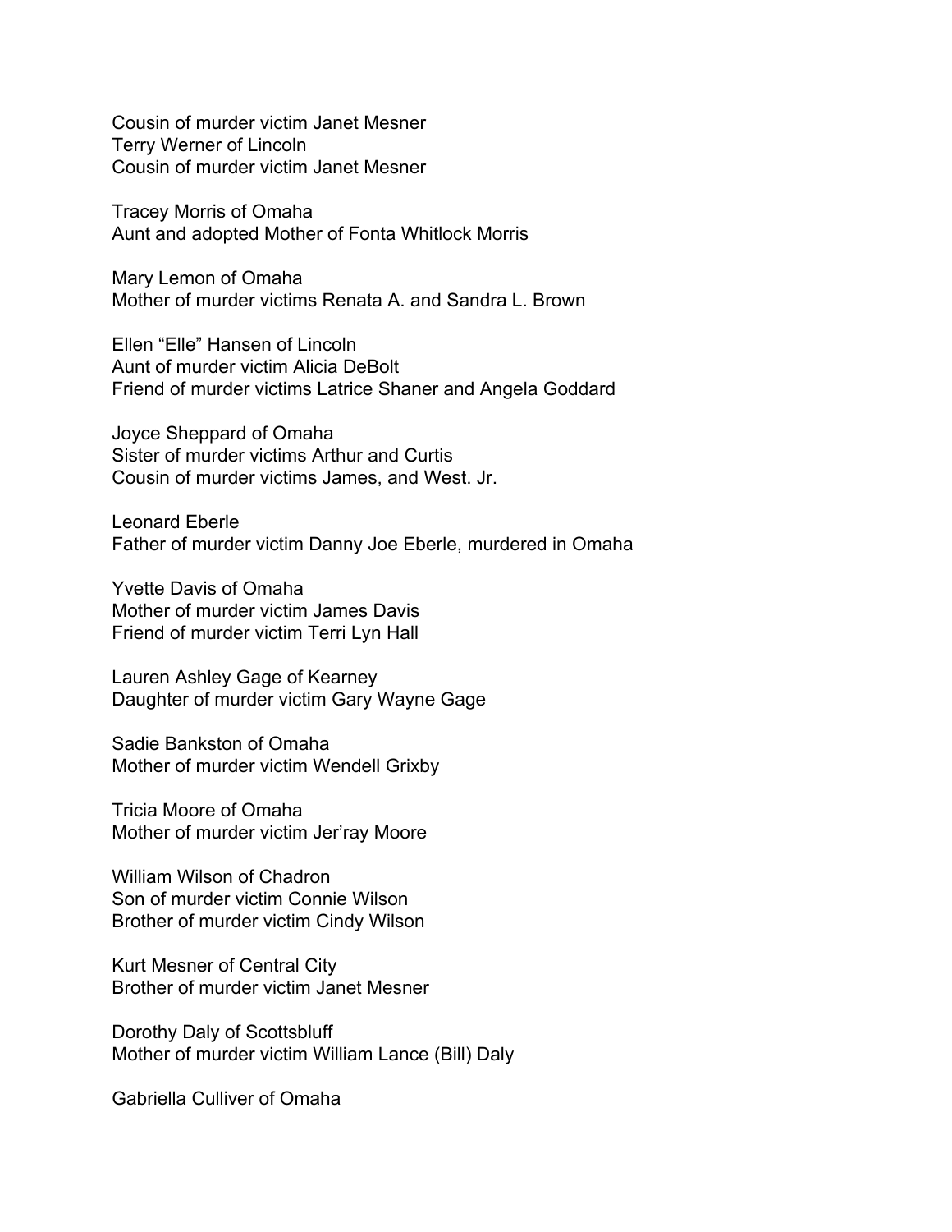Cousin of murder victim Janet Mesner
Terry Werner of Lincoln
Cousin of murder victim Janet Mesner

Tracey Morris of Omaha
Aunt and adopted Mother of Fonta Whitlock Morris

Mary Lemon of Omaha
Mother of murder victims Renata A. and Sandra L. Brown

Ellen "Elle" Hansen of Lincoln
Aunt of murder victim Alicia DeBolt
Friend of murder victims Latrice Shaner and Angela Goddard

Joyce Sheppard of Omaha
Sister of murder victims Arthur and Curtis
Cousin of murder victims James, and West. Jr.

Leonard Eberle
Father of murder victim Danny Joe Eberle, murdered in Omaha

Yvette Davis of Omaha
Mother of murder victim James Davis
Friend of murder victim Terri Lyn Hall

Lauren Ashley Gage of Kearney
Daughter of murder victim Gary Wayne Gage

Sadie Bankston of Omaha
Mother of murder victim Wendell Grixby

Tricia Moore of Omaha
Mother of murder victim Jer'ray Moore

William Wilson of Chadron
Son of murder victim Connie Wilson
Brother of murder victim Cindy Wilson

Kurt Mesner of Central City
Brother of murder victim Janet Mesner

Dorothy Daly of Scottsbluff
Mother of murder victim William Lance (Bill) Daly

Gabriella Culliver of Omaha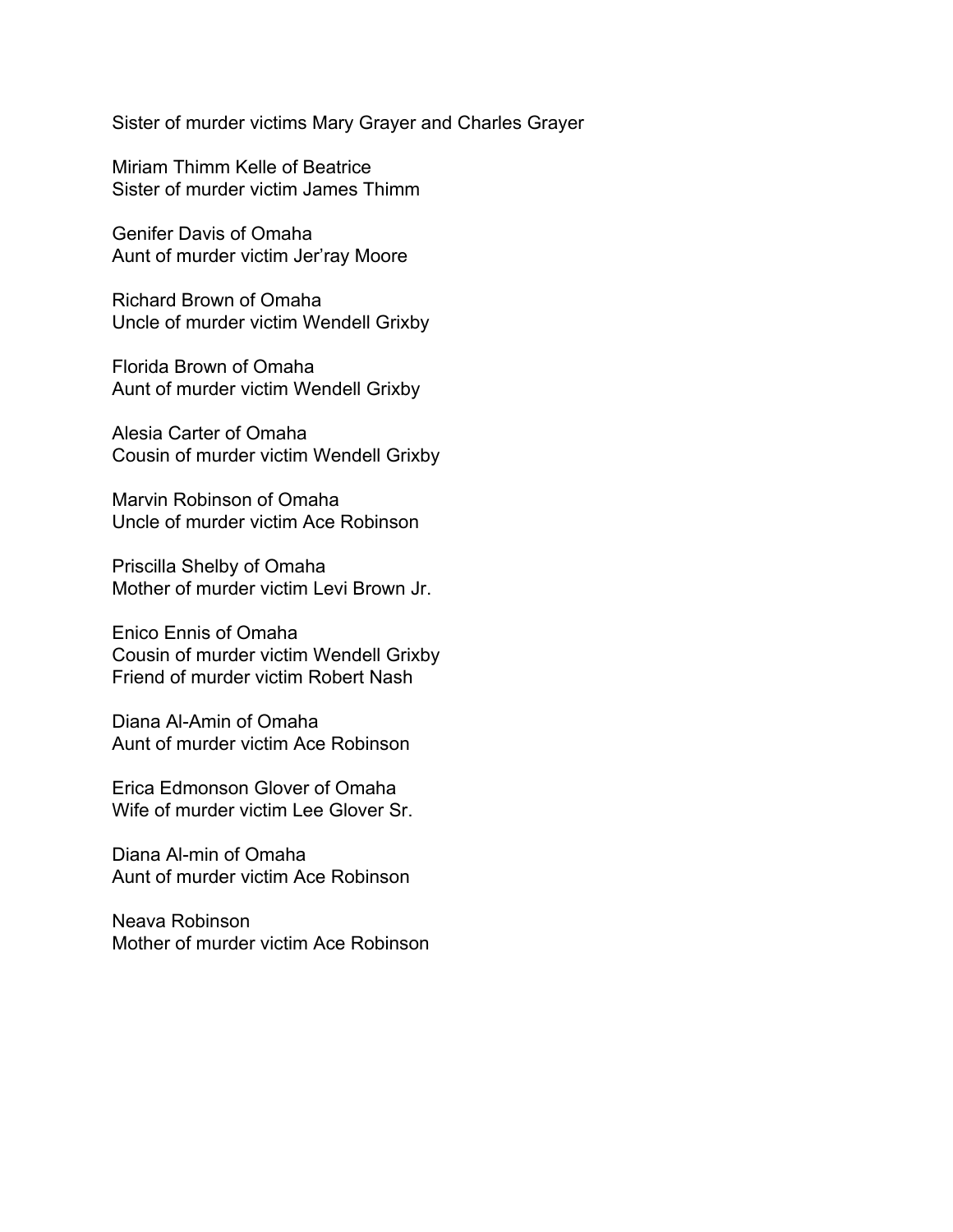Sister of murder victims Mary Grayer and Charles Grayer

Miriam Thimm Kelle of Beatrice
Sister of murder victim James Thimm

Genifer Davis of Omaha
Aunt of murder victim Jer'ray Moore

Richard Brown of Omaha
Uncle of murder victim Wendell Grixby

Florida Brown of Omaha
Aunt of murder victim Wendell Grixby

Alesia Carter of Omaha
Cousin of murder victim Wendell Grixby

Marvin Robinson of Omaha
Uncle of murder victim Ace Robinson

Priscilla Shelby of Omaha
Mother of murder victim Levi Brown Jr.

Enico Ennis of Omaha
Cousin of murder victim Wendell Grixby
Friend of murder victim Robert Nash

Diana Al-Amin of Omaha
Aunt of murder victim Ace Robinson

Erica Edmonson Glover of Omaha
Wife of murder victim Lee Glover Sr.

Diana Al-min of Omaha
Aunt of murder victim Ace Robinson

Neava Robinson
Mother of murder victim Ace Robinson